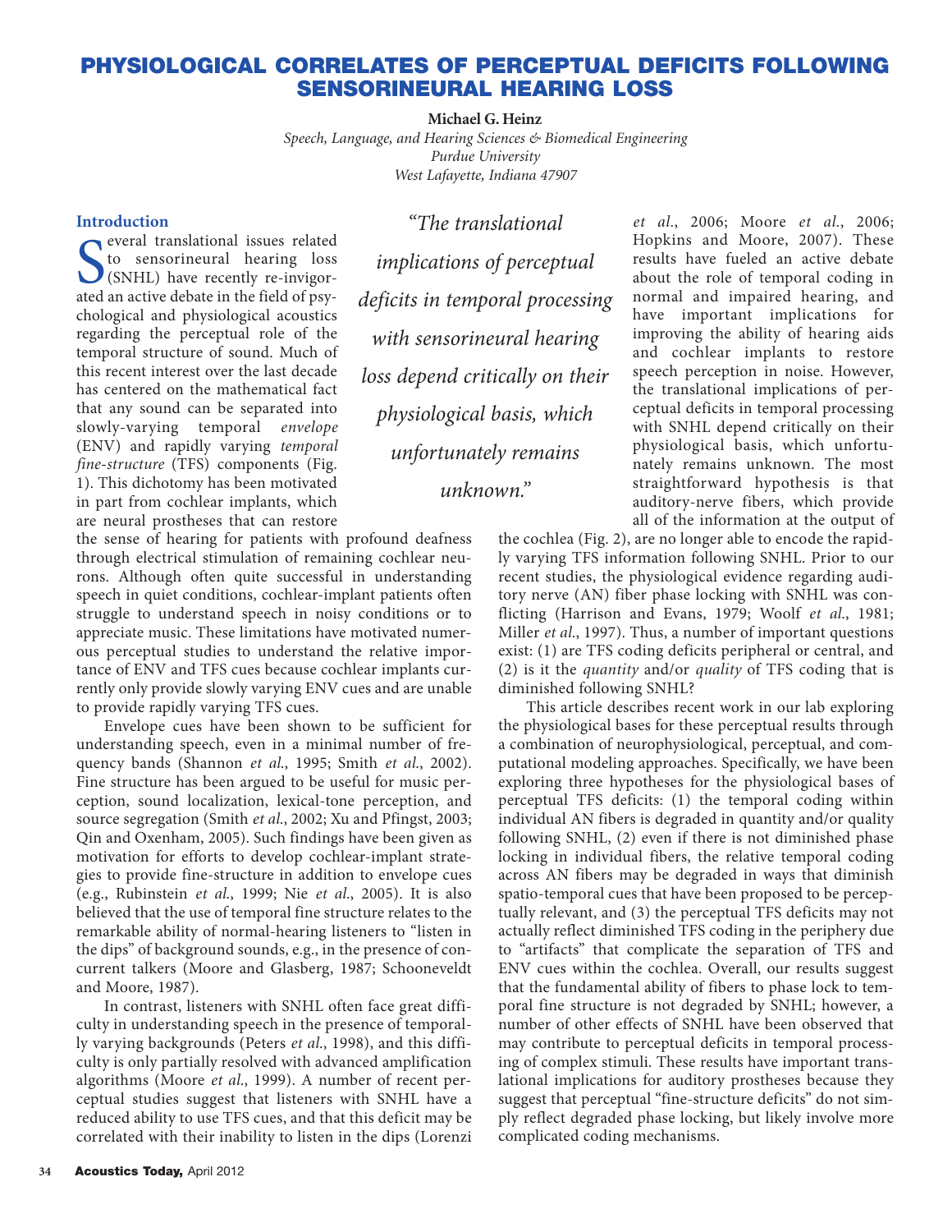# PHYSIOLOGICAL CORRELATES OF PERCEPTUAL DEFICITS FOLLOWING SENSORINEURAL HEARING LOSS

**Michael G. Heinz**

*Speech, Language, and Hearing Sciences & Biomedical Engineering*
*Purdue University*
*West Lafayette, Indiana 47907*

## Introduction

Several translational issues related to sensorineural hearing loss (SNHL) have recently re-invigorated an active debate in the field of psychological and physiological acoustics regarding the perceptual role of the temporal structure of sound. Much of this recent interest over the last decade has centered on the mathematical fact that any sound can be separated into slowly-varying temporal *envelope* (ENV) and rapidly varying *temporal fine-structure* (TFS) components (Fig. 1). This dichotomy has been motivated in part from cochlear implants, which are neural prostheses that can restore the sense of hearing for patients with profound deafness through electrical stimulation of remaining cochlear neurons. Although often quite successful in understanding speech in quiet conditions, cochlear-implant patients often struggle to understand speech in noisy conditions or to appreciate music. These limitations have motivated numerous perceptual studies to understand the relative importance of ENV and TFS cues because cochlear implants currently only provide slowly varying ENV cues and are unable to provide rapidly varying TFS cues.

Envelope cues have been shown to be sufficient for understanding speech, even in a minimal number of frequency bands (Shannon *et al.*, 1995; Smith *et al.*, 2002). Fine structure has been argued to be useful for music perception, sound localization, lexical-tone perception, and source segregation (Smith *et al.*, 2002; Xu and Pfingst, 2003; Qin and Oxenham, 2005). Such findings have been given as motivation for efforts to develop cochlear-implant strategies to provide fine-structure in addition to envelope cues (e.g., Rubinstein *et al.*, 1999; Nie *et al.*, 2005). It is also believed that the use of temporal fine structure relates to the remarkable ability of normal-hearing listeners to "listen in the dips" of background sounds, e.g., in the presence of concurrent talkers (Moore and Glasberg, 1987; Schooneveldt and Moore, 1987).

In contrast, listeners with SNHL often face great difficulty in understanding speech in the presence of temporally varying backgrounds (Peters *et al.*, 1998), and this difficulty is only partially resolved with advanced amplification algorithms (Moore *et al.*, 1999). A number of recent perceptual studies suggest that listeners with SNHL have a reduced ability to use TFS cues, and that this deficit may be correlated with their inability to listen in the dips (Lorenzi *et al.*, 2006; Moore *et al.*, 2006; Hopkins and Moore, 2007). These results have fueled an active debate about the role of temporal coding in normal and impaired hearing, and have important implications for improving the ability of hearing aids and cochlear implants to restore speech perception in noise. However, the translational implications of perceptual deficits in temporal processing with SNHL depend critically on their physiological basis, which unfortunately remains unknown. The most straightforward hypothesis is that auditory-nerve fibers, which provide all of the information at the output of the cochlea (Fig. 2), are no longer able to encode the rapidly varying TFS information following SNHL. Prior to our recent studies, the physiological evidence regarding auditory nerve (AN) fiber phase locking with SNHL was conflicting (Harrison and Evans, 1979; Woolf *et al.*, 1981; Miller *et al.*, 1997). Thus, a number of important questions exist: (1) are TFS coding deficits peripheral or central, and (2) is it the *quantity* and/or *quality* of TFS coding that is diminished following SNHL?

> *"The translational implications of perceptual deficits in temporal processing with sensorineural hearing loss depend critically on their physiological basis, which unfortunately remains unknown."*

This article describes recent work in our lab exploring the physiological bases for these perceptual results through a combination of neurophysiological, perceptual, and computational modeling approaches. Specifically, we have been exploring three hypotheses for the physiological bases of perceptual TFS deficits: (1) the temporal coding within individual AN fibers is degraded in quantity and/or quality following SNHL, (2) even if there is not diminished phase locking in individual fibers, the relative temporal coding across AN fibers may be degraded in ways that diminish spatio-temporal cues that have been proposed to be perceptually relevant, and (3) the perceptual TFS deficits may not actually reflect diminished TFS coding in the periphery due to "artifacts" that complicate the separation of TFS and ENV cues within the cochlea. Overall, our results suggest that the fundamental ability of fibers to phase lock to temporal fine structure is not degraded by SNHL; however, a number of other effects of SNHL have been observed that may contribute to perceptual deficits in temporal processing of complex stimuli. These results have important translational implications for auditory prostheses because they suggest that perceptual "fine-structure deficits" do not simply reflect degraded phase locking, but likely involve more complicated coding mechanisms.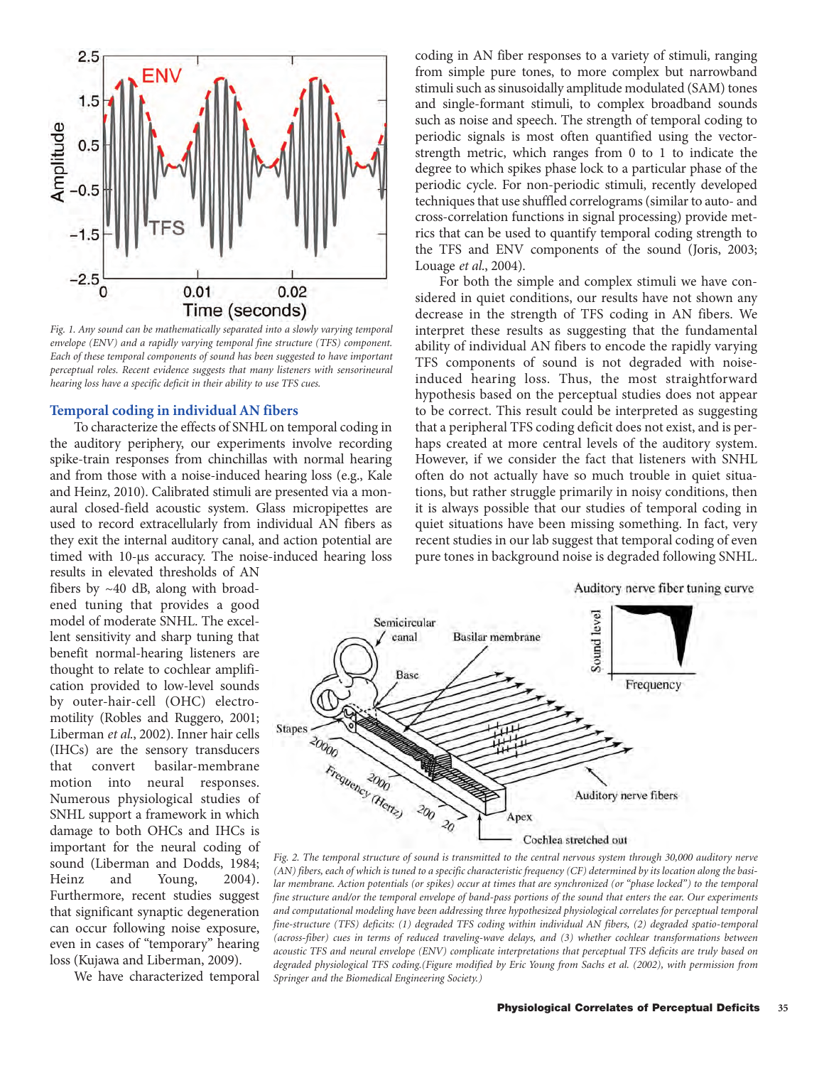Fig. 1. Any sound can be mathematically separated into a slowly varying temporal envelope (ENV) and a rapidly varying temporal fine structure (TFS) component. Each of these temporal components of sound has been suggested to have important perceptual roles. Recent evidence suggests that many listeners with sensorineural hearing loss have a specific deficit in their ability to use TFS cues.

## Temporal coding in individual AN fibers

To characterize the effects of SNHL on temporal coding in the auditory periphery, our experiments involve recording spike-train responses from chinchillas with normal hearing and from those with a noise-induced hearing loss (e.g., Kale and Heinz, 2010). Calibrated stimuli are presented via a monaural closed-field acoustic system. Glass micropipettes are used to record extracellularly from individual AN fibers as they exit the internal auditory canal, and action potential are timed with 10-μs accuracy. The noise-induced hearing loss results in elevated thresholds of AN fibers by ~40 dB, along with broadened tuning that provides a good model of moderate SNHL. The excellent sensitivity and sharp tuning that benefit normal-hearing listeners are thought to relate to cochlear amplification provided to low-level sounds by outer-hair-cell (OHC) electromotility (Robles and Ruggero, 2001; Liberman *et al.*, 2002). Inner hair cells (IHCs) are the sensory transducers that convert basilar-membrane motion into neural responses. Numerous physiological studies of SNHL support a framework in which damage to both OHCs and IHCs is important for the neural coding of sound (Liberman and Dodds, 1984; Heinz and Young, 2004). Furthermore, recent studies suggest that significant synaptic degeneration can occur following noise exposure, even in cases of "temporary" hearing loss (Kujawa and Liberman, 2009).

We have characterized temporal coding in AN fiber responses to a variety of stimuli, ranging from simple pure tones, to more complex but narrowband stimuli such as sinusoidally amplitude modulated (SAM) tones and single-formant stimuli, to complex broadband sounds such as noise and speech. The strength of temporal coding to periodic signals is most often quantified using the vector-strength metric, which ranges from 0 to 1 to indicate the degree to which spikes phase lock to a particular phase of the periodic cycle. For non-periodic stimuli, recently developed techniques that use shuffled correlograms (similar to auto- and cross-correlation functions in signal processing) provide metrics that can be used to quantify temporal coding strength to the TFS and ENV components of the sound (Joris, 2003; Louage *et al.*, 2004).

For both the simple and complex stimuli we have considered in quiet conditions, our results have not shown any decrease in the strength of TFS coding in AN fibers. We interpret these results as suggesting that the fundamental ability of individual AN fibers to encode the rapidly varying TFS components of sound is not degraded with noise-induced hearing loss. Thus, the most straightforward hypothesis based on the perceptual studies does not appear to be correct. This result could be interpreted as suggesting that a peripheral TFS coding deficit does not exist, and is perhaps created at more central levels of the auditory system. However, if we consider the fact that listeners with SNHL often do not actually have so much trouble in quiet situations, but rather struggle primarily in noisy conditions, then it is always possible that our studies of temporal coding in quiet situations have been missing something. In fact, very recent studies in our lab suggest that temporal coding of even pure tones in background noise is degraded following SNHL.

Fig. 2. The temporal structure of sound is transmitted to the central nervous system through 30,000 auditory nerve (AN) fibers, each of which is tuned to a specific characteristic frequency (CF) determined by its location along the basilar membrane. Action potentials (or spikes) occur at times that are synchronized (or "phase locked") to the temporal fine structure and/or the temporal envelope of band-pass portions of the sound that enters the ear. Our experiments and computational modeling have been addressing three hypothesized physiological correlates for perceptual temporal fine-structure (TFS) deficits: (1) degraded TFS coding within individual AN fibers, (2) degraded spatio-temporal (across-fiber) cues in terms of reduced traveling-wave delays, and (3) whether cochlear transformations between acoustic TFS and neural envelope (ENV) complicate interpretations that perceptual TFS deficits are truly based on degraded physiological TFS coding. (Figure modified by Eric Young from Sachs et al. (2002), with permission from Springer and the Biomedical Engineering Society.)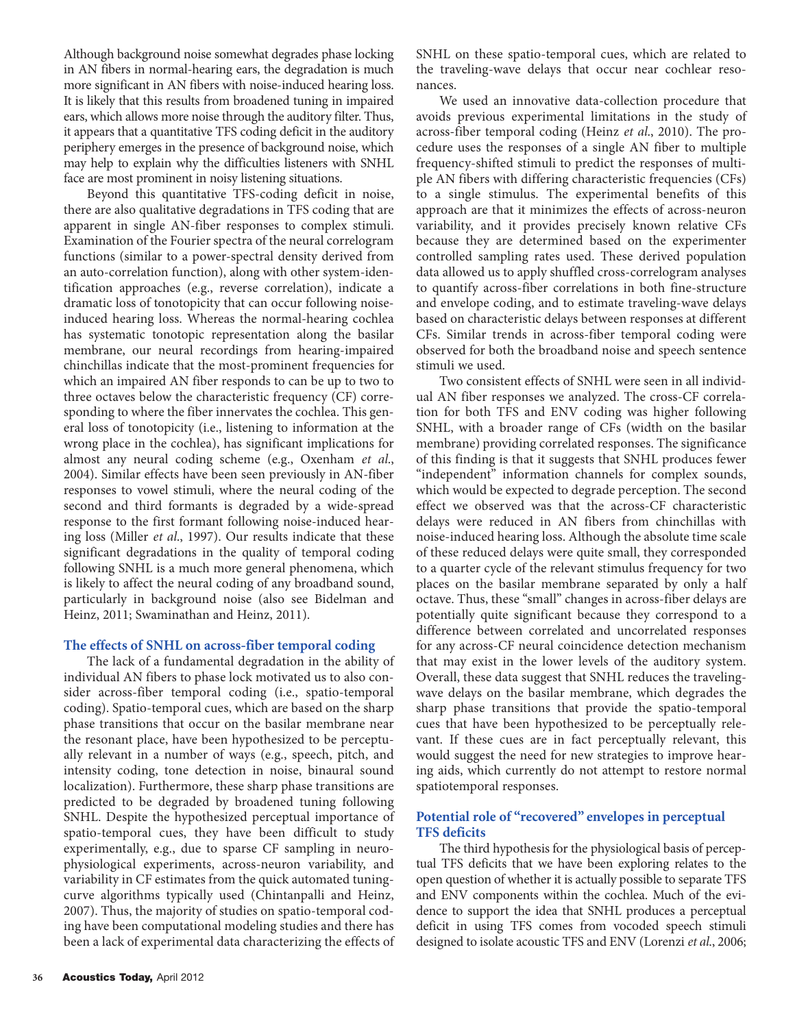Although background noise somewhat degrades phase locking in AN fibers in normal-hearing ears, the degradation is much more significant in AN fibers with noise-induced hearing loss. It is likely that this results from broadened tuning in impaired ears, which allows more noise through the auditory filter. Thus, it appears that a quantitative TFS coding deficit in the auditory periphery emerges in the presence of background noise, which may help to explain why the difficulties listeners with SNHL face are most prominent in noisy listening situations.

Beyond this quantitative TFS-coding deficit in noise, there are also qualitative degradations in TFS coding that are apparent in single AN-fiber responses to complex stimuli. Examination of the Fourier spectra of the neural correlogram functions (similar to a power-spectral density derived from an auto-correlation function), along with other system-identification approaches (e.g., reverse correlation), indicate a dramatic loss of tonotopicity that can occur following noise-induced hearing loss. Whereas the normal-hearing cochlea has systematic tonotopic representation along the basilar membrane, our neural recordings from hearing-impaired chinchillas indicate that the most-prominent frequencies for which an impaired AN fiber responds to can be up to two to three octaves below the characteristic frequency (CF) corresponding to where the fiber innervates the cochlea. This general loss of tonotopicity (i.e., listening to information at the wrong place in the cochlea), has significant implications for almost any neural coding scheme (e.g., Oxenham *et al.*, 2004). Similar effects have been seen previously in AN-fiber responses to vowel stimuli, where the neural coding of the second and third formants is degraded by a wide-spread response to the first formant following noise-induced hearing loss (Miller *et al.*, 1997). Our results indicate that these significant degradations in the quality of temporal coding following SNHL is a much more general phenomena, which is likely to affect the neural coding of any broadband sound, particularly in background noise (also see Bidelman and Heinz, 2011; Swaminathan and Heinz, 2011).

## The effects of SNHL on across-fiber temporal coding

The lack of a fundamental degradation in the ability of individual AN fibers to phase lock motivated us to also consider across-fiber temporal coding (i.e., spatio-temporal coding). Spatio-temporal cues, which are based on the sharp phase transitions that occur on the basilar membrane near the resonant place, have been hypothesized to be perceptually relevant in a number of ways (e.g., speech, pitch, and intensity coding, tone detection in noise, binaural sound localization). Furthermore, these sharp phase transitions are predicted to be degraded by broadened tuning following SNHL. Despite the hypothesized perceptual importance of spatio-temporal cues, they have been difficult to study experimentally, e.g., due to sparse CF sampling in neurophysiological experiments, across-neuron variability, and variability in CF estimates from the quick automated tuning-curve algorithms typically used (Chintanpalli and Heinz, 2007). Thus, the majority of studies on spatio-temporal coding have been computational modeling studies and there has been a lack of experimental data characterizing the effects of SNHL on these spatio-temporal cues, which are related to the traveling-wave delays that occur near cochlear resonances.

We used an innovative data-collection procedure that avoids previous experimental limitations in the study of across-fiber temporal coding (Heinz *et al.*, 2010). The procedure uses the responses of a single AN fiber to multiple frequency-shifted stimuli to predict the responses of multiple AN fibers with differing characteristic frequencies (CFs) to a single stimulus. The experimental benefits of this approach are that it minimizes the effects of across-neuron variability, and it provides precisely known relative CFs because they are determined based on the experimenter controlled sampling rates used. These derived population data allowed us to apply shuffled cross-correlogram analyses to quantify across-fiber correlations in both fine-structure and envelope coding, and to estimate traveling-wave delays based on characteristic delays between responses at different CFs. Similar trends in across-fiber temporal coding were observed for both the broadband noise and speech sentence stimuli we used.

Two consistent effects of SNHL were seen in all individual AN fiber responses we analyzed. The cross-CF correlation for both TFS and ENV coding was higher following SNHL, with a broader range of CFs (width on the basilar membrane) providing correlated responses. The significance of this finding is that it suggests that SNHL produces fewer "independent" information channels for complex sounds, which would be expected to degrade perception. The second effect we observed was that the across-CF characteristic delays were reduced in AN fibers from chinchillas with noise-induced hearing loss. Although the absolute time scale of these reduced delays were quite small, they corresponded to a quarter cycle of the relevant stimulus frequency for two places on the basilar membrane separated by only a half octave. Thus, these "small" changes in across-fiber delays are potentially quite significant because they correspond to a difference between correlated and uncorrelated responses for any across-CF neural coincidence detection mechanism that may exist in the lower levels of the auditory system. Overall, these data suggest that SNHL reduces the traveling-wave delays on the basilar membrane, which degrades the sharp phase transitions that provide the spatio-temporal cues that have been hypothesized to be perceptually relevant. If these cues are in fact perceptually relevant, this would suggest the need for new strategies to improve hearing aids, which currently do not attempt to restore normal spatiotemporal responses.

## Potential role of "recovered" envelopes in perceptual TFS deficits

The third hypothesis for the physiological basis of perceptual TFS deficits that we have been exploring relates to the open question of whether it is actually possible to separate TFS and ENV components within the cochlea. Much of the evidence to support the idea that SNHL produces a perceptual deficit in using TFS comes from vocoded speech stimuli designed to isolate acoustic TFS and ENV (Lorenzi *et al.*, 2006;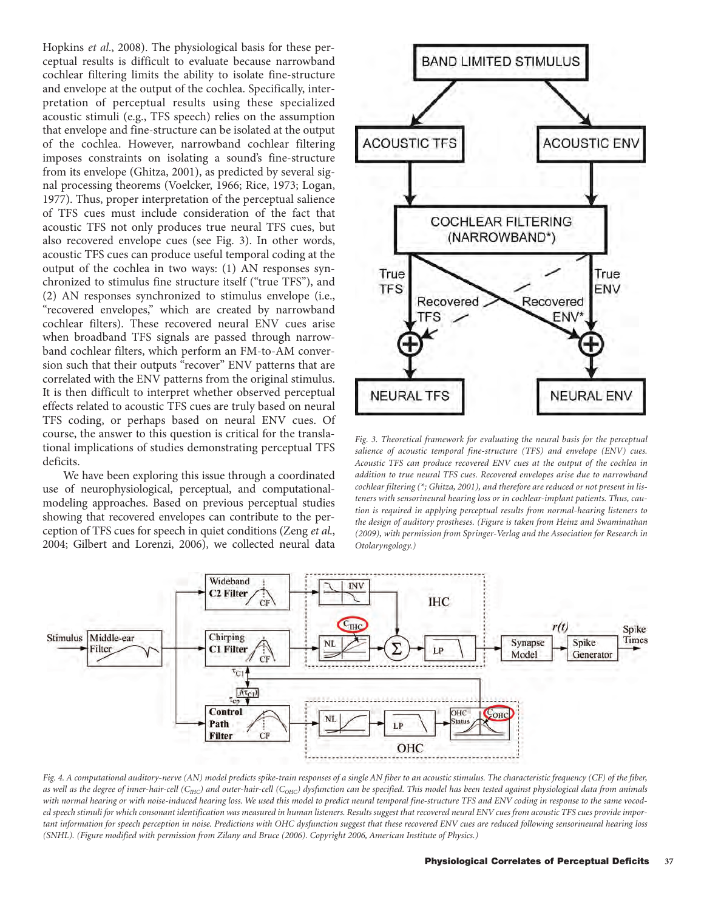Hopkins *et al*., 2008). The physiological basis for these perceptual results is difficult to evaluate because narrowband cochlear filtering limits the ability to isolate fine-structure and envelope at the output of the cochlea. Specifically, interpretation of perceptual results using these specialized acoustic stimuli (e.g., TFS speech) relies on the assumption that envelope and fine-structure can be isolated at the output of the cochlea. However, narrowband cochlear filtering imposes constraints on isolating a sound's fine-structure from its envelope (Ghitza, 2001), as predicted by several signal processing theorems (Voelcker, 1966; Rice, 1973; Logan, 1977). Thus, proper interpretation of the perceptual salience of TFS cues must include consideration of the fact that acoustic TFS not only produces true neural TFS cues, but also recovered envelope cues (see Fig. 3). In other words, acoustic TFS cues can produce useful temporal coding at the output of the cochlea in two ways: (1) AN responses synchronized to stimulus fine structure itself ("true TFS"), and (2) AN responses synchronized to stimulus envelope (i.e., "recovered envelopes," which are created by narrowband cochlear filters). These recovered neural ENV cues arise when broadband TFS signals are passed through narrowband cochlear filters, which perform an FM-to-AM conversion such that their outputs "recover" ENV patterns that are correlated with the ENV patterns from the original stimulus. It is then difficult to interpret whether observed perceptual effects related to acoustic TFS cues are truly based on neural TFS coding, or perhaps based on neural ENV cues. Of course, the answer to this question is critical for the translational implications of studies demonstrating perceptual TFS deficits.

We have been exploring this issue through a coordinated use of neurophysiological, perceptual, and computational-modeling approaches. Based on previous perceptual studies showing that recovered envelopes can contribute to the perception of TFS cues for speech in quiet conditions (Zeng *et al*., 2004; Gilbert and Lorenzi, 2006), we collected neural data

*Fig. 3. Theoretical framework for evaluating the neural basis for the perceptual salience of acoustic temporal fine-structure (TFS) and envelope (ENV) cues. Acoustic TFS can produce recovered ENV cues at the output of the cochlea in addition to true neural TFS cues. Recovered envelopes arise due to narrowband cochlear filtering (\*; Ghitza, 2001), and therefore are reduced or not present in listeners with sensorineural hearing loss or in cochlear-implant patients. Thus, caution is required in applying perceptual results from normal-hearing listeners to the design of auditory prostheses. (Figure is taken from Heinz and Swaminathan (2009), with permission from Springer-Verlag and the Association for Research in Otolaryngology.)*

*Fig. 4. A computational auditory-nerve (AN) model predicts spike-train responses of a single AN fiber to an acoustic stimulus. The characteristic frequency (CF) of the fiber, as well as the degree of inner-hair-cell ($C_{IHC}$) and outer-hair-cell ($C_{OHC}$) dysfunction can be specified. This model has been tested against physiological data from animals with normal hearing or with noise-induced hearing loss. We used this model to predict neural temporal fine-structure TFS and ENV coding in response to the same vocoded speech stimuli for which consonant identification was measured in human listeners. Results suggest that recovered neural ENV cues from acoustic TFS cues provide important information for speech perception in noise. Predictions with OHC dysfunction suggest that these recovered ENV cues are reduced following sensorineural hearing loss (SNHL). (Figure modified with permission from Zilany and Bruce (2006). Copyright 2006, American Institute of Physics.)*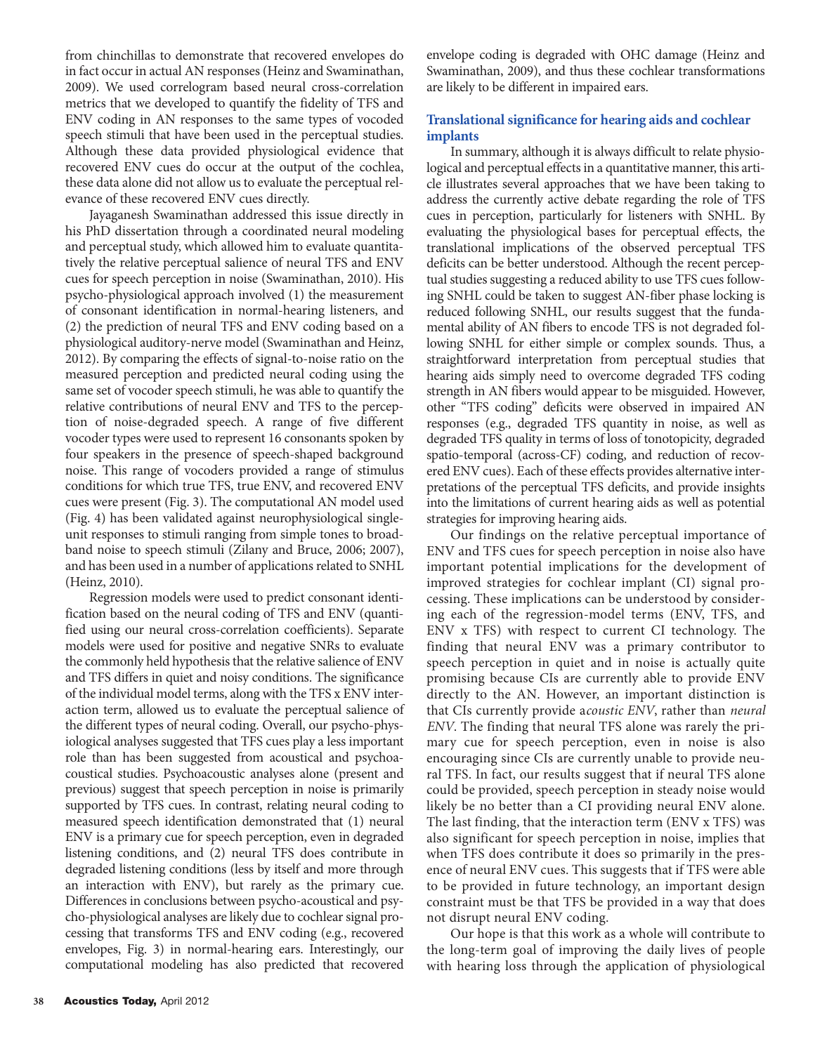from chinchillas to demonstrate that recovered envelopes do in fact occur in actual AN responses (Heinz and Swaminathan, 2009). We used correlogram based neural cross-correlation metrics that we developed to quantify the fidelity of TFS and ENV coding in AN responses to the same types of vocoded speech stimuli that have been used in the perceptual studies. Although these data provided physiological evidence that recovered ENV cues do occur at the output of the cochlea, these data alone did not allow us to evaluate the perceptual relevance of these recovered ENV cues directly.

Jayaganesh Swaminathan addressed this issue directly in his PhD dissertation through a coordinated neural modeling and perceptual study, which allowed him to evaluate quantitatively the relative perceptual salience of neural TFS and ENV cues for speech perception in noise (Swaminathan, 2010). His psycho-physiological approach involved (1) the measurement of consonant identification in normal-hearing listeners, and (2) the prediction of neural TFS and ENV coding based on a physiological auditory-nerve model (Swaminathan and Heinz, 2012). By comparing the effects of signal-to-noise ratio on the measured perception and predicted neural coding using the same set of vocoder speech stimuli, he was able to quantify the relative contributions of neural ENV and TFS to the perception of noise-degraded speech. A range of five different vocoder types were used to represent 16 consonants spoken by four speakers in the presence of speech-shaped background noise. This range of vocoders provided a range of stimulus conditions for which true TFS, true ENV, and recovered ENV cues were present (Fig. 3). The computational AN model used (Fig. 4) has been validated against neurophysiological single-unit responses to stimuli ranging from simple tones to broadband noise to speech stimuli (Zilany and Bruce, 2006; 2007), and has been used in a number of applications related to SNHL (Heinz, 2010).

Regression models were used to predict consonant identification based on the neural coding of TFS and ENV (quantified using our neural cross-correlation coefficients). Separate models were used for positive and negative SNRs to evaluate the commonly held hypothesis that the relative salience of ENV and TFS differs in quiet and noisy conditions. The significance of the individual model terms, along with the TFS x ENV interaction term, allowed us to evaluate the perceptual salience of the different types of neural coding. Overall, our psycho-physiological analyses suggested that TFS cues play a less important role than has been suggested from acoustical and psychoacoustical studies. Psychoacoustic analyses alone (present and previous) suggest that speech perception in noise is primarily supported by TFS cues. In contrast, relating neural coding to measured speech identification demonstrated that (1) neural ENV is a primary cue for speech perception, even in degraded listening conditions, and (2) neural TFS does contribute in degraded listening conditions (less by itself and more through an interaction with ENV), but rarely as the primary cue. Differences in conclusions between psycho-acoustical and psycho-physiological analyses are likely due to cochlear signal processing that transforms TFS and ENV coding (e.g., recovered envelopes, Fig. 3) in normal-hearing ears. Interestingly, our computational modeling has also predicted that recovered envelope coding is degraded with OHC damage (Heinz and Swaminathan, 2009), and thus these cochlear transformations are likely to be different in impaired ears.

## Translational significance for hearing aids and cochlear implants

In summary, although it is always difficult to relate physiological and perceptual effects in a quantitative manner, this article illustrates several approaches that we have been taking to address the currently active debate regarding the role of TFS cues in perception, particularly for listeners with SNHL. By evaluating the physiological bases for perceptual effects, the translational implications of the observed perceptual TFS deficits can be better understood. Although the recent perceptual studies suggesting a reduced ability to use TFS cues following SNHL could be taken to suggest AN-fiber phase locking is reduced following SNHL, our results suggest that the fundamental ability of AN fibers to encode TFS is not degraded following SNHL for either simple or complex sounds. Thus, a straightforward interpretation from perceptual studies that hearing aids simply need to overcome degraded TFS coding strength in AN fibers would appear to be misguided. However, other "TFS coding" deficits were observed in impaired AN responses (e.g., degraded TFS quantity in noise, as well as degraded TFS quality in terms of loss of tonotopicity, degraded spatio-temporal (across-CF) coding, and reduction of recovered ENV cues). Each of these effects provides alternative interpretations of the perceptual TFS deficits, and provide insights into the limitations of current hearing aids as well as potential strategies for improving hearing aids.

Our findings on the relative perceptual importance of ENV and TFS cues for speech perception in noise also have important potential implications for the development of improved strategies for cochlear implant (CI) signal processing. These implications can be understood by considering each of the regression-model terms (ENV, TFS, and ENV x TFS) with respect to current CI technology. The finding that neural ENV was a primary contributor to speech perception in quiet and in noise is actually quite promising because CIs are currently able to provide ENV directly to the AN. However, an important distinction is that CIs currently provide a*coustic ENV*, rather than *neural ENV*. The finding that neural TFS alone was rarely the primary cue for speech perception, even in noise is also encouraging since CIs are currently unable to provide neural TFS. In fact, our results suggest that if neural TFS alone could be provided, speech perception in steady noise would likely be no better than a CI providing neural ENV alone. The last finding, that the interaction term (ENV x TFS) was also significant for speech perception in noise, implies that when TFS does contribute it does so primarily in the presence of neural ENV cues. This suggests that if TFS were able to be provided in future technology, an important design constraint must be that TFS be provided in a way that does not disrupt neural ENV coding.

Our hope is that this work as a whole will contribute to the long-term goal of improving the daily lives of people with hearing loss through the application of physiological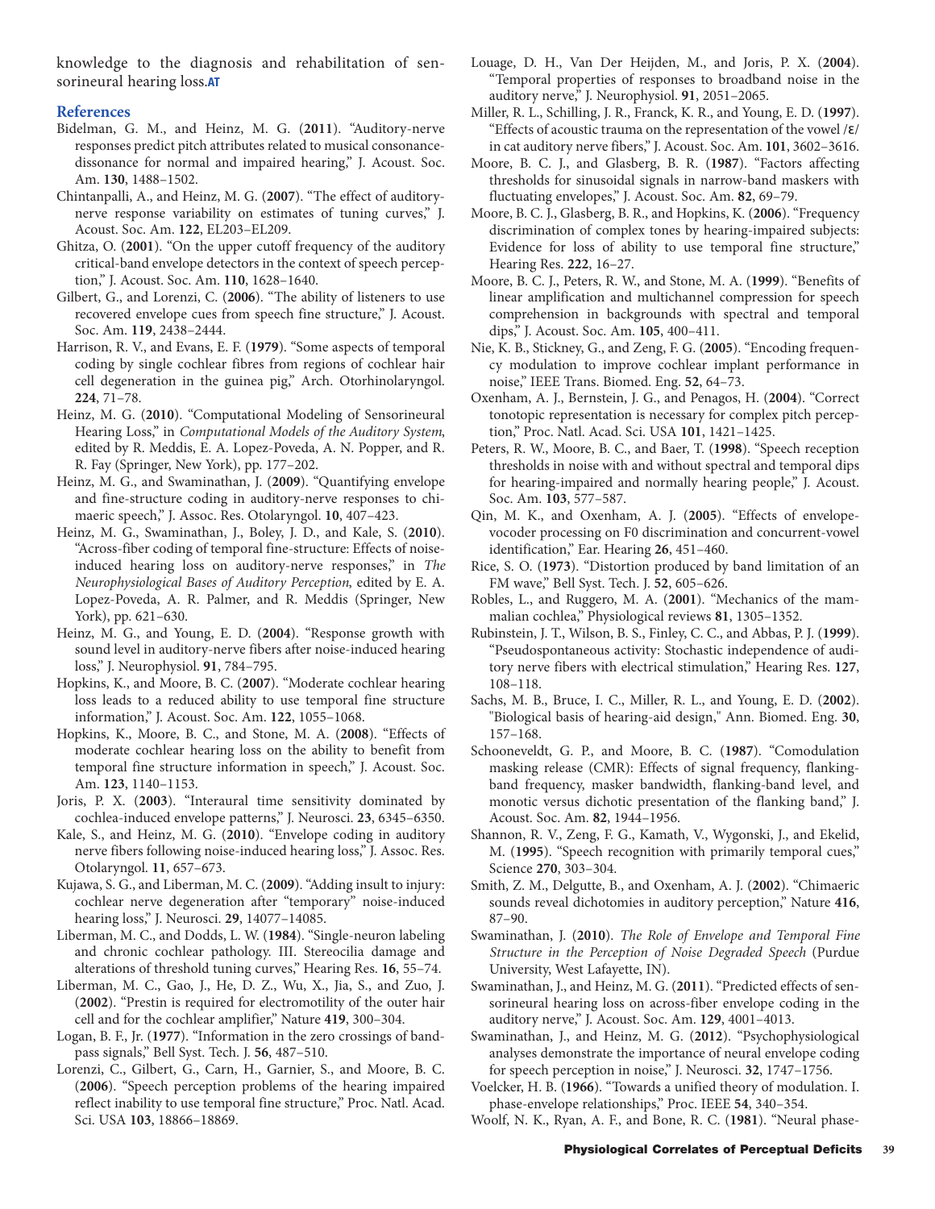knowledge to the diagnosis and rehabilitation of sensorineural hearing loss.**AT**

## References

Bidelman, G. M., and Heinz, M. G. (**2011**). "Auditory-nerve responses predict pitch attributes related to musical consonance-dissonance for normal and impaired hearing," J. Acoust. Soc. Am. **130**, 1488–1502.

Chintanpalli, A., and Heinz, M. G. (**2007**). "The effect of auditory-nerve response variability on estimates of tuning curves," J. Acoust. Soc. Am. **122**, EL203–EL209.

Ghitza, O. (**2001**). "On the upper cutoff frequency of the auditory critical-band envelope detectors in the context of speech perception," J. Acoust. Soc. Am. **110**, 1628–1640.

Gilbert, G., and Lorenzi, C. (**2006**). "The ability of listeners to use recovered envelope cues from speech fine structure," J. Acoust. Soc. Am. **119**, 2438–2444.

Harrison, R. V., and Evans, E. F. (**1979**). "Some aspects of temporal coding by single cochlear fibres from regions of cochlear hair cell degeneration in the guinea pig," Arch. Otorhinolaryngol. **224**, 71–78.

Heinz, M. G. (**2010**). "Computational Modeling of Sensorineural Hearing Loss," in *Computational Models of the Auditory System*, edited by R. Meddis, E. A. Lopez-Poveda, A. N. Popper, and R. R. Fay (Springer, New York), pp. 177–202.

Heinz, M. G., and Swaminathan, J. (**2009**). "Quantifying envelope and fine-structure coding in auditory-nerve responses to chimaeric speech," J. Assoc. Res. Otolaryngol. **10**, 407–423.

Heinz, M. G., Swaminathan, J., Boley, J. D., and Kale, S. (**2010**). "Across-fiber coding of temporal fine-structure: Effects of noise-induced hearing loss on auditory-nerve responses," in *The Neurophysiological Bases of Auditory Perception*, edited by E. A. Lopez-Poveda, A. R. Palmer, and R. Meddis (Springer, New York), pp. 621–630.

Heinz, M. G., and Young, E. D. (**2004**). "Response growth with sound level in auditory-nerve fibers after noise-induced hearing loss," J. Neurophysiol. **91**, 784–795.

Hopkins, K., and Moore, B. C. (**2007**). "Moderate cochlear hearing loss leads to a reduced ability to use temporal fine structure information," J. Acoust. Soc. Am. **122**, 1055–1068.

Hopkins, K., Moore, B. C., and Stone, M. A. (**2008**). "Effects of moderate cochlear hearing loss on the ability to benefit from temporal fine structure information in speech," J. Acoust. Soc. Am. **123**, 1140–1153.

Joris, P. X. (**2003**). "Interaural time sensitivity dominated by cochlea-induced envelope patterns," J. Neurosci. **23**, 6345–6350.

Kale, S., and Heinz, M. G. (**2010**). "Envelope coding in auditory nerve fibers following noise-induced hearing loss," J. Assoc. Res. Otolaryngol. **11**, 657–673.

Kujawa, S. G., and Liberman, M. C. (**2009**). "Adding insult to injury: cochlear nerve degeneration after "temporary" noise-induced hearing loss," J. Neurosci. **29**, 14077–14085.

Liberman, M. C., and Dodds, L. W. (**1984**). "Single-neuron labeling and chronic cochlear pathology. III. Stereocilia damage and alterations of threshold tuning curves," Hearing Res. **16**, 55–74.

Liberman, M. C., Gao, J., He, D. Z., Wu, X., Jia, S., and Zuo, J. (**2002**). "Prestin is required for electromotility of the outer hair cell and for the cochlear amplifier," Nature **419**, 300–304.

Logan, B. F., Jr. (**1977**). "Information in the zero crossings of bandpass signals," Bell Syst. Tech. J. **56**, 487–510.

Lorenzi, C., Gilbert, G., Carn, H., Garnier, S., and Moore, B. C. (**2006**). "Speech perception problems of the hearing impaired reflect inability to use temporal fine structure," Proc. Natl. Acad. Sci. USA **103**, 18866–18869.

Louage, D. H., Van Der Heijden, M., and Joris, P. X. (**2004**). "Temporal properties of responses to broadband noise in the auditory nerve," J. Neurophysiol. **91**, 2051–2065.

Miller, R. L., Schilling, J. R., Franck, K. R., and Young, E. D. (**1997**). "Effects of acoustic trauma on the representation of the vowel /ɛ/ in cat auditory nerve fibers," J. Acoust. Soc. Am. **101**, 3602–3616.

Moore, B. C. J., and Glasberg, B. R. (**1987**). "Factors affecting thresholds for sinusoidal signals in narrow-band maskers with fluctuating envelopes," J. Acoust. Soc. Am. **82**, 69–79.

Moore, B. C. J., Glasberg, B. R., and Hopkins, K. (**2006**). "Frequency discrimination of complex tones by hearing-impaired subjects: Evidence for loss of ability to use temporal fine structure," Hearing Res. **222**, 16–27.

Moore, B. C. J., Peters, R. W., and Stone, M. A. (**1999**). "Benefits of linear amplification and multichannel compression for speech comprehension in backgrounds with spectral and temporal dips," J. Acoust. Soc. Am. **105**, 400–411.

Nie, K. B., Stickney, G., and Zeng, F. G. (**2005**). "Encoding frequency modulation to improve cochlear implant performance in noise," IEEE Trans. Biomed. Eng. **52**, 64–73.

Oxenham, A. J., Bernstein, J. G., and Penagos, H. (**2004**). "Correct tonotopic representation is necessary for complex pitch perception," Proc. Natl. Acad. Sci. USA **101**, 1421–1425.

Peters, R. W., Moore, B. C., and Baer, T. (**1998**). "Speech reception thresholds in noise with and without spectral and temporal dips for hearing-impaired and normally hearing people," J. Acoust. Soc. Am. **103**, 577–587.

Qin, M. K., and Oxenham, A. J. (**2005**). "Effects of envelope-vocoder processing on F0 discrimination and concurrent-vowel identification," Ear. Hearing **26**, 451–460.

Rice, S. O. (**1973**). "Distortion produced by band limitation of an FM wave," Bell Syst. Tech. J. **52**, 605–626.

Robles, L., and Ruggero, M. A. (**2001**). "Mechanics of the mammalian cochlea," Physiological reviews **81**, 1305–1352.

Rubinstein, J. T., Wilson, B. S., Finley, C. C., and Abbas, P. J. (**1999**). "Pseudospontaneous activity: Stochastic independence of auditory nerve fibers with electrical stimulation," Hearing Res. **127**, 108–118.

Sachs, M. B., Bruce, I. C., Miller, R. L., and Young, E. D. (**2002**). "Biological basis of hearing-aid design," Ann. Biomed. Eng. **30**, 157–168.

Schooneveldt, G. P., and Moore, B. C. (**1987**). "Comodulation masking release (CMR): Effects of signal frequency, flanking-band frequency, masker bandwidth, flanking-band level, and monotic versus dichotic presentation of the flanking band," J. Acoust. Soc. Am. **82**, 1944–1956.

Shannon, R. V., Zeng, F. G., Kamath, V., Wygonski, J., and Ekelid, M. (**1995**). "Speech recognition with primarily temporal cues," Science **270**, 303–304.

Smith, Z. M., Delgutte, B., and Oxenham, A. J. (**2002**). "Chimaeric sounds reveal dichotomies in auditory perception," Nature **416**, 87–90.

Swaminathan, J. (**2010**). *The Role of Envelope and Temporal Fine Structure in the Perception of Noise Degraded Speech* (Purdue University, West Lafayette, IN).

Swaminathan, J., and Heinz, M. G. (**2011**). "Predicted effects of sensorineural hearing loss on across-fiber envelope coding in the auditory nerve," J. Acoust. Soc. Am. **129**, 4001–4013.

Swaminathan, J., and Heinz, M. G. (**2012**). "Psychophysiological analyses demonstrate the importance of neural envelope coding for speech perception in noise," J. Neurosci. **32**, 1747–1756.

Voelcker, H. B. (**1966**). "Towards a unified theory of modulation. I. phase-envelope relationships," Proc. IEEE **54**, 340–354.

Woolf, N. K., Ryan, A. F., and Bone, R. C. (**1981**). "Neural phase-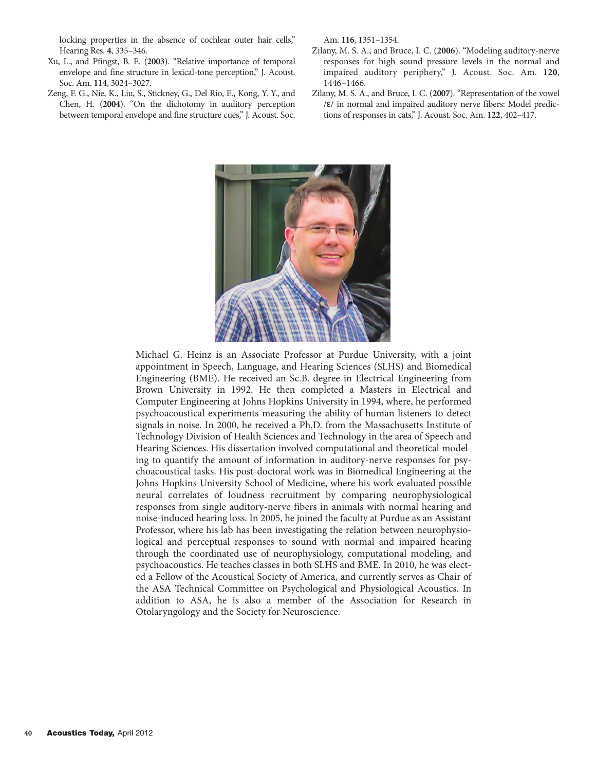locking properties in the absence of cochlear outer hair cells," Hearing Res. **4**, 335–346.

Xu, L., and Pfingst, B. E. (**2003**). "Relative importance of temporal envelope and fine structure in lexical-tone perception," J. Acoust. Soc. Am. **114**, 3024–3027.

Zeng, F. G., Nie, K., Liu, S., Stickney, G., Del Rio, E., Kong, Y. Y., and Chen, H. (**2004**). "On the dichotomy in auditory perception between temporal envelope and fine structure cues," J. Acoust. Soc. Am. **116**, 1351–1354.

Zilany, M. S. A., and Bruce, I. C. (**2006**). "Modeling auditory-nerve responses for high sound pressure levels in the normal and impaired auditory periphery," J. Acoust. Soc. Am. **120**, 1446–1466.

Zilany, M. S. A., and Bruce, I. C. (**2007**). "Representation of the vowel /ɛ/ in normal and impaired auditory nerve fibers: Model predictions of responses in cats," J. Acoust. Soc. Am. **122**, 402–417.

Michael G. Heinz is an Associate Professor at Purdue University, with a joint appointment in Speech, Language, and Hearing Sciences (SLHS) and Biomedical Engineering (BME). He received an Sc.B. degree in Electrical Engineering from Brown University in 1992. He then completed a Masters in Electrical and Computer Engineering at Johns Hopkins University in 1994, where, he performed psychoacoustical experiments measuring the ability of human listeners to detect signals in noise. In 2000, he received a Ph.D. from the Massachusetts Institute of Technology Division of Health Sciences and Technology in the area of Speech and Hearing Sciences. His dissertation involved computational and theoretical modeling to quantify the amount of information in auditory-nerve responses for psychoacoustical tasks. His post-doctoral work was in Biomedical Engineering at the Johns Hopkins University School of Medicine, where his work evaluated possible neural correlates of loudness recruitment by comparing neurophysiological responses from single auditory-nerve fibers in animals with normal hearing and noise-induced hearing loss. In 2005, he joined the faculty at Purdue as an Assistant Professor, where his lab has been investigating the relation between neurophysiological and perceptual responses to sound with normal and impaired hearing through the coordinated use of neurophysiology, computational modeling, and psychoacoustics. He teaches classes in both SLHS and BME. In 2010, he was elected a Fellow of the Acoustical Society of America, and currently serves as Chair of the ASA Technical Committee on Psychological and Physiological Acoustics. In addition to ASA, he is also a member of the Association for Research in Otolaryngology and the Society for Neuroscience.